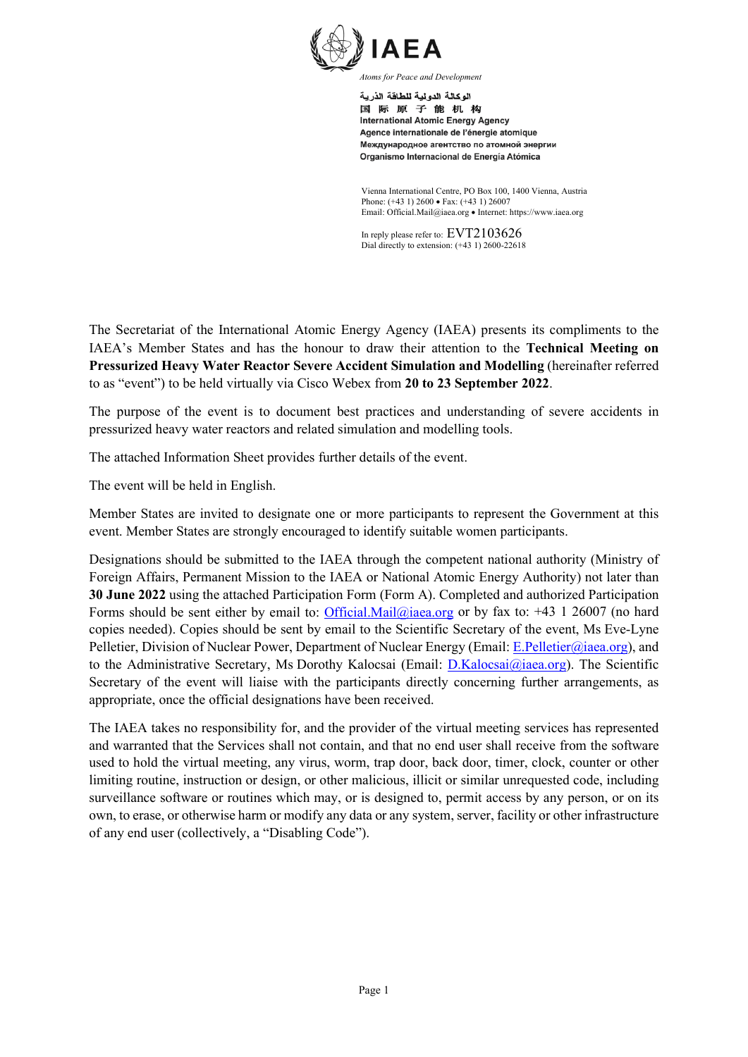**IAEA**

*Atoms for Peace and Development*

الوكالة الدولية للطاقة الذرية
国 际 原 子 能 机 构
International Atomic Energy Agency
Agence internationale de l'énergie atomique
Международное агентство по атомной энергии
Organismo Internacional de Energía Atómica

Vienna International Centre, PO Box 100, 1400 Vienna, Austria
Phone: (+43 1) 2600 • Fax: (+43 1) 26007
Email: Official.Mail@iaea.org • Internet: https://www.iaea.org

In reply please refer to: EVT2103626
Dial directly to extension: (+43 1) 2600-22618

The Secretariat of the International Atomic Energy Agency (IAEA) presents its compliments to the IAEA's Member States and has the honour to draw their attention to the **Technical Meeting on Pressurized Heavy Water Reactor Severe Accident Simulation and Modelling** (hereinafter referred to as "event") to be held virtually via Cisco Webex from **20 to 23 September 2022**.

The purpose of the event is to document best practices and understanding of severe accidents in pressurized heavy water reactors and related simulation and modelling tools.

The attached Information Sheet provides further details of the event.

The event will be held in English.

Member States are invited to designate one or more participants to represent the Government at this event. Member States are strongly encouraged to identify suitable women participants.

Designations should be submitted to the IAEA through the competent national authority (Ministry of Foreign Affairs, Permanent Mission to the IAEA or National Atomic Energy Authority) not later than **30 June 2022** using the attached Participation Form (Form A). Completed and authorized Participation Forms should be sent either by email to: Official.Mail@iaea.org or by fax to: +43 1 26007 (no hard copies needed). Copies should be sent by email to the Scientific Secretary of the event, Ms Eve-Lyne Pelletier, Division of Nuclear Power, Department of Nuclear Energy (Email: E.Pelletier@iaea.org), and to the Administrative Secretary, Ms Dorothy Kalocsai (Email: D.Kalocsai@iaea.org). The Scientific Secretary of the event will liaise with the participants directly concerning further arrangements, as appropriate, once the official designations have been received.

The IAEA takes no responsibility for, and the provider of the virtual meeting services has represented and warranted that the Services shall not contain, and that no end user shall receive from the software used to hold the virtual meeting, any virus, worm, trap door, back door, timer, clock, counter or other limiting routine, instruction or design, or other malicious, illicit or similar unrequested code, including surveillance software or routines which may, or is designed to, permit access by any person, or on its own, to erase, or otherwise harm or modify any data or any system, server, facility or other infrastructure of any end user (collectively, a "Disabling Code").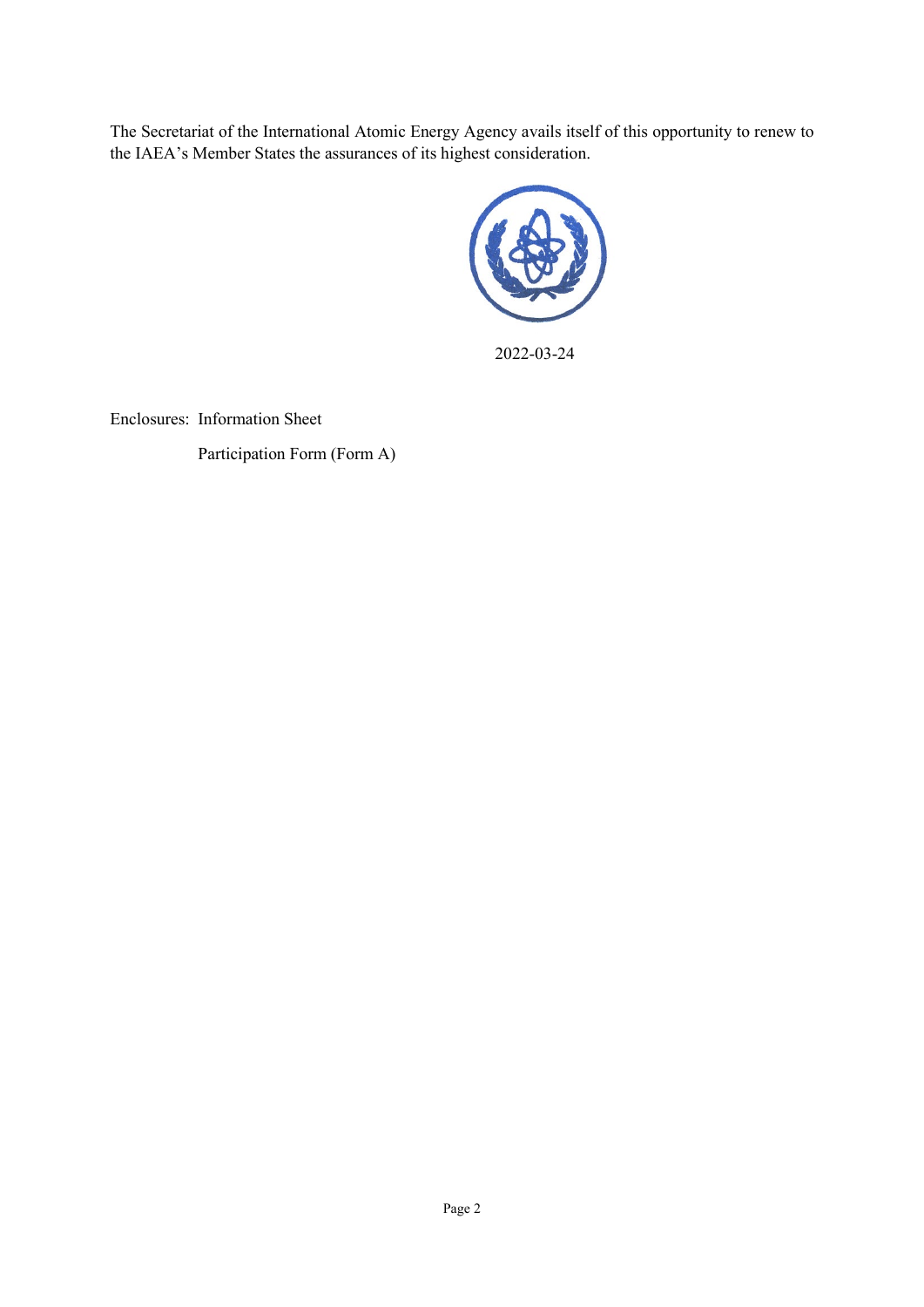The Secretariat of the International Atomic Energy Agency avails itself of this opportunity to renew to the IAEA's Member States the assurances of its highest consideration.

2022-03-24

Enclosures: Information Sheet

Participation Form (Form A)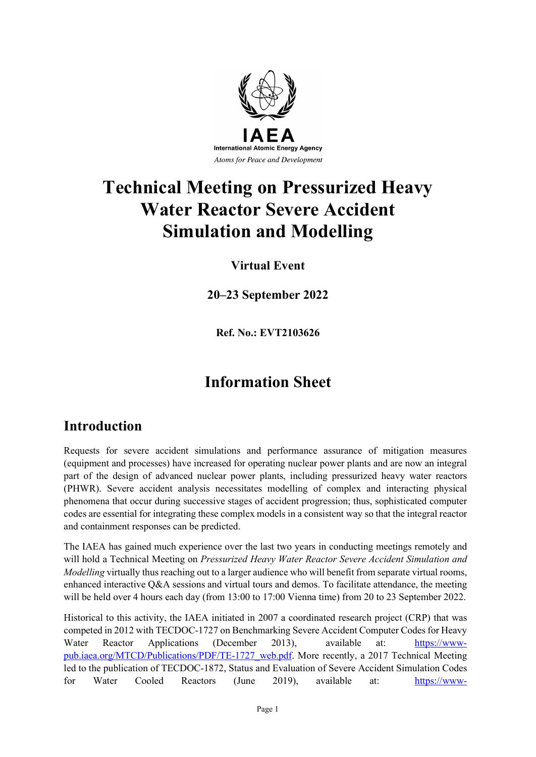IAEA

International Atomic Energy Agency

*Atoms for Peace and Development*

# Technical Meeting on Pressurized Heavy Water Reactor Severe Accident Simulation and Modelling

**Virtual Event**

**20–23 September 2022**

**Ref. No.: EVT2103626**

## Information Sheet

## Introduction

Requests for severe accident simulations and performance assurance of mitigation measures (equipment and processes) have increased for operating nuclear power plants and are now an integral part of the design of advanced nuclear power plants, including pressurized heavy water reactors (PHWR). Severe accident analysis necessitates modelling of complex and interacting physical phenomena that occur during successive stages of accident progression; thus, sophisticated computer codes are essential for integrating these complex models in a consistent way so that the integral reactor and containment responses can be predicted.

The IAEA has gained much experience over the last two years in conducting meetings remotely and will hold a Technical Meeting on *Pressurized Heavy Water Reactor Severe Accident Simulation and Modelling* virtually thus reaching out to a larger audience who will benefit from separate virtual rooms, enhanced interactive Q&A sessions and virtual tours and demos. To facilitate attendance, the meeting will be held over 4 hours each day (from 13:00 to 17:00 Vienna time) from 20 to 23 September 2022.

Historical to this activity, the IAEA initiated in 2007 a coordinated research project (CRP) that was competed in 2012 with TECDOC-1727 on Benchmarking Severe Accident Computer Codes for Heavy Water Reactor Applications (December 2013), available at: https://www-pub.iaea.org/MTCD/Publications/PDF/TE-1727_web.pdf. More recently, a 2017 Technical Meeting led to the publication of TECDOC-1872, Status and Evaluation of Severe Accident Simulation Codes for Water Cooled Reactors (June 2019), available at: https://www-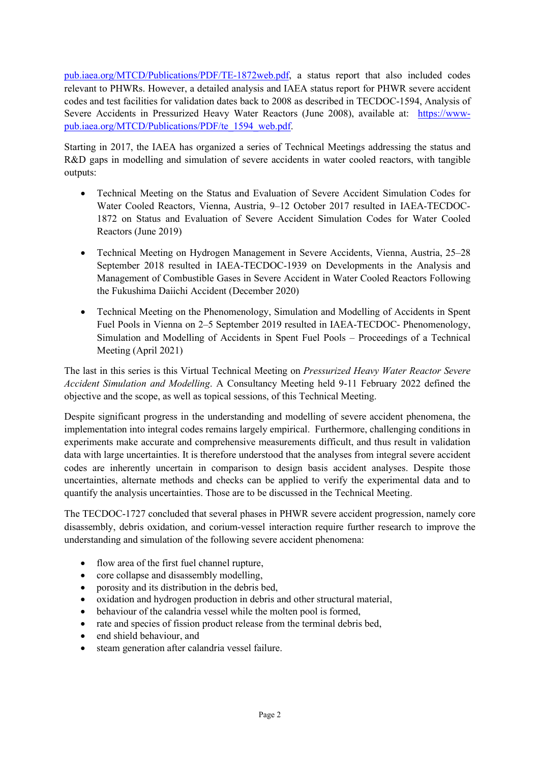pub.iaea.org/MTCD/Publications/PDF/TE-1872web.pdf, a status report that also included codes relevant to PHWRs. However, a detailed analysis and IAEA status report for PHWR severe accident codes and test facilities for validation dates back to 2008 as described in TECDOC-1594, Analysis of Severe Accidents in Pressurized Heavy Water Reactors (June 2008), available at: https://www-pub.iaea.org/MTCD/Publications/PDF/te_1594_web.pdf.

Starting in 2017, the IAEA has organized a series of Technical Meetings addressing the status and R&D gaps in modelling and simulation of severe accidents in water cooled reactors, with tangible outputs:

- Technical Meeting on the Status and Evaluation of Severe Accident Simulation Codes for Water Cooled Reactors, Vienna, Austria, 9–12 October 2017 resulted in IAEA-TECDOC-1872 on Status and Evaluation of Severe Accident Simulation Codes for Water Cooled Reactors (June 2019)

- Technical Meeting on Hydrogen Management in Severe Accidents, Vienna, Austria, 25–28 September 2018 resulted in IAEA-TECDOC-1939 on Developments in the Analysis and Management of Combustible Gases in Severe Accident in Water Cooled Reactors Following the Fukushima Daiichi Accident (December 2020)

- Technical Meeting on the Phenomenology, Simulation and Modelling of Accidents in Spent Fuel Pools in Vienna on 2–5 September 2019 resulted in IAEA-TECDOC- Phenomenology, Simulation and Modelling of Accidents in Spent Fuel Pools – Proceedings of a Technical Meeting (April 2021)

The last in this series is this Virtual Technical Meeting on *Pressurized Heavy Water Reactor Severe Accident Simulation and Modelling*. A Consultancy Meeting held 9-11 February 2022 defined the objective and the scope, as well as topical sessions, of this Technical Meeting.

Despite significant progress in the understanding and modelling of severe accident phenomena, the implementation into integral codes remains largely empirical. Furthermore, challenging conditions in experiments make accurate and comprehensive measurements difficult, and thus result in validation data with large uncertainties. It is therefore understood that the analyses from integral severe accident codes are inherently uncertain in comparison to design basis accident analyses. Despite those uncertainties, alternate methods and checks can be applied to verify the experimental data and to quantify the analysis uncertainties. Those are to be discussed in the Technical Meeting.

The TECDOC-1727 concluded that several phases in PHWR severe accident progression, namely core disassembly, debris oxidation, and corium-vessel interaction require further research to improve the understanding and simulation of the following severe accident phenomena:

- flow area of the first fuel channel rupture,
- core collapse and disassembly modelling,
- porosity and its distribution in the debris bed,
- oxidation and hydrogen production in debris and other structural material,
- behaviour of the calandria vessel while the molten pool is formed,
- rate and species of fission product release from the terminal debris bed,
- end shield behaviour, and
- steam generation after calandria vessel failure.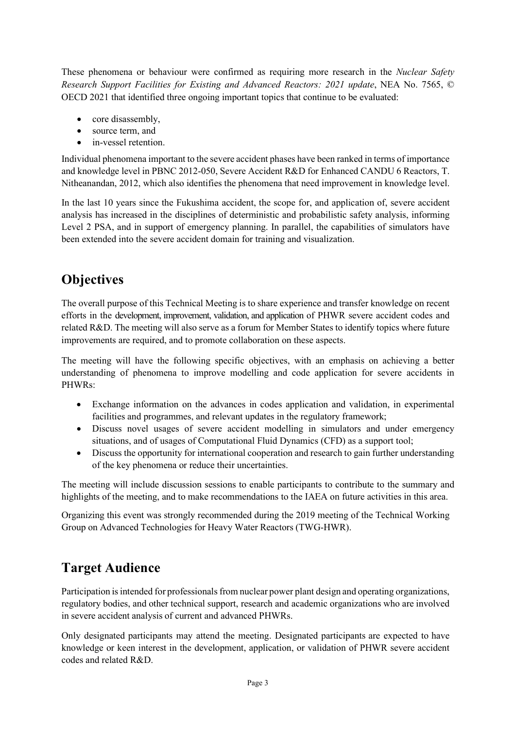These phenomena or behaviour were confirmed as requiring more research in the *Nuclear Safety Research Support Facilities for Existing and Advanced Reactors: 2021 update*, NEA No. 7565, © OECD 2021 that identified three ongoing important topics that continue to be evaluated:

- core disassembly,
- source term, and
- in-vessel retention.

Individual phenomena important to the severe accident phases have been ranked in terms of importance and knowledge level in PBNC 2012-050, Severe Accident R&D for Enhanced CANDU 6 Reactors, T. Nitheanandan, 2012, which also identifies the phenomena that need improvement in knowledge level.

In the last 10 years since the Fukushima accident, the scope for, and application of, severe accident analysis has increased in the disciplines of deterministic and probabilistic safety analysis, informing Level 2 PSA, and in support of emergency planning. In parallel, the capabilities of simulators have been extended into the severe accident domain for training and visualization.

## Objectives

The overall purpose of this Technical Meeting is to share experience and transfer knowledge on recent efforts in the development, improvement, validation, and application of PHWR severe accident codes and related R&D. The meeting will also serve as a forum for Member States to identify topics where future improvements are required, and to promote collaboration on these aspects.

The meeting will have the following specific objectives, with an emphasis on achieving a better understanding of phenomena to improve modelling and code application for severe accidents in PHWRs:

- Exchange information on the advances in codes application and validation, in experimental facilities and programmes, and relevant updates in the regulatory framework;
- Discuss novel usages of severe accident modelling in simulators and under emergency situations, and of usages of Computational Fluid Dynamics (CFD) as a support tool;
- Discuss the opportunity for international cooperation and research to gain further understanding of the key phenomena or reduce their uncertainties.

The meeting will include discussion sessions to enable participants to contribute to the summary and highlights of the meeting, and to make recommendations to the IAEA on future activities in this area.

Organizing this event was strongly recommended during the 2019 meeting of the Technical Working Group on Advanced Technologies for Heavy Water Reactors (TWG-HWR).

## Target Audience

Participation is intended for professionals from nuclear power plant design and operating organizations, regulatory bodies, and other technical support, research and academic organizations who are involved in severe accident analysis of current and advanced PHWRs.

Only designated participants may attend the meeting. Designated participants are expected to have knowledge or keen interest in the development, application, or validation of PHWR severe accident codes and related R&D.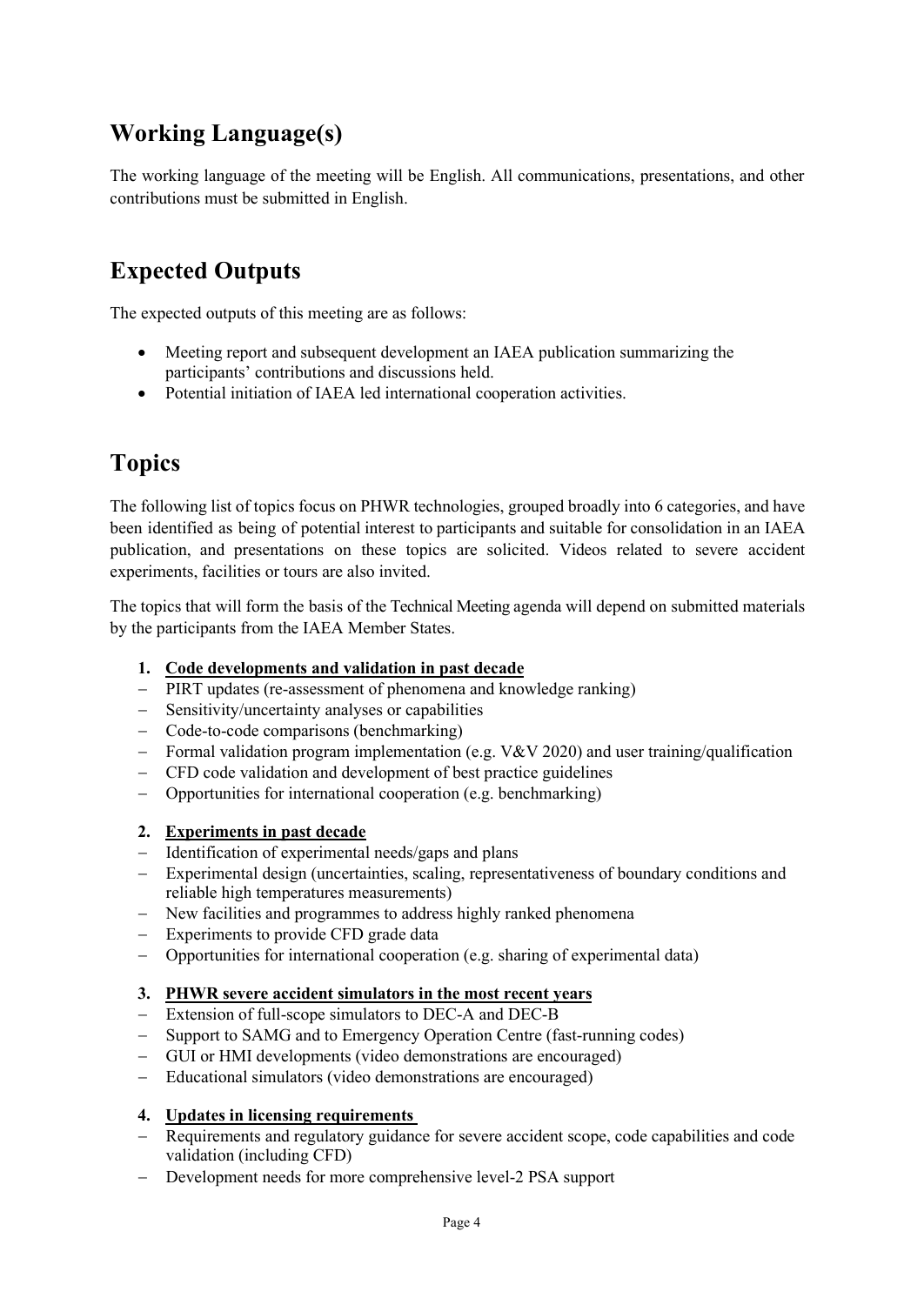## Working Language(s)

The working language of the meeting will be English. All communications, presentations, and other contributions must be submitted in English.

## Expected Outputs

The expected outputs of this meeting are as follows:

- Meeting report and subsequent development an IAEA publication summarizing the participants' contributions and discussions held.
- Potential initiation of IAEA led international cooperation activities.

## Topics

The following list of topics focus on PHWR technologies, grouped broadly into 6 categories, and have been identified as being of potential interest to participants and suitable for consolidation in an IAEA publication, and presentations on these topics are solicited. Videos related to severe accident experiments, facilities or tours are also invited.

The topics that will form the basis of the Technical Meeting agenda will depend on submitted materials by the participants from the IAEA Member States.

1. **Code developments and validation in past decade**
   - PIRT updates (re-assessment of phenomena and knowledge ranking)
   - Sensitivity/uncertainty analyses or capabilities
   - Code-to-code comparisons (benchmarking)
   - Formal validation program implementation (e.g. V&V 2020) and user training/qualification
   - CFD code validation and development of best practice guidelines
   - Opportunities for international cooperation (e.g. benchmarking)

2. **Experiments in past decade**
   - Identification of experimental needs/gaps and plans
   - Experimental design (uncertainties, scaling, representativeness of boundary conditions and reliable high temperatures measurements)
   - New facilities and programmes to address highly ranked phenomena
   - Experiments to provide CFD grade data
   - Opportunities for international cooperation (e.g. sharing of experimental data)

3. **PHWR severe accident simulators in the most recent years**
   - Extension of full-scope simulators to DEC-A and DEC-B
   - Support to SAMG and to Emergency Operation Centre (fast-running codes)
   - GUI or HMI developments (video demonstrations are encouraged)
   - Educational simulators (video demonstrations are encouraged)

4. **Updates in licensing requirements**
   - Requirements and regulatory guidance for severe accident scope, code capabilities and code validation (including CFD)
   - Development needs for more comprehensive level-2 PSA support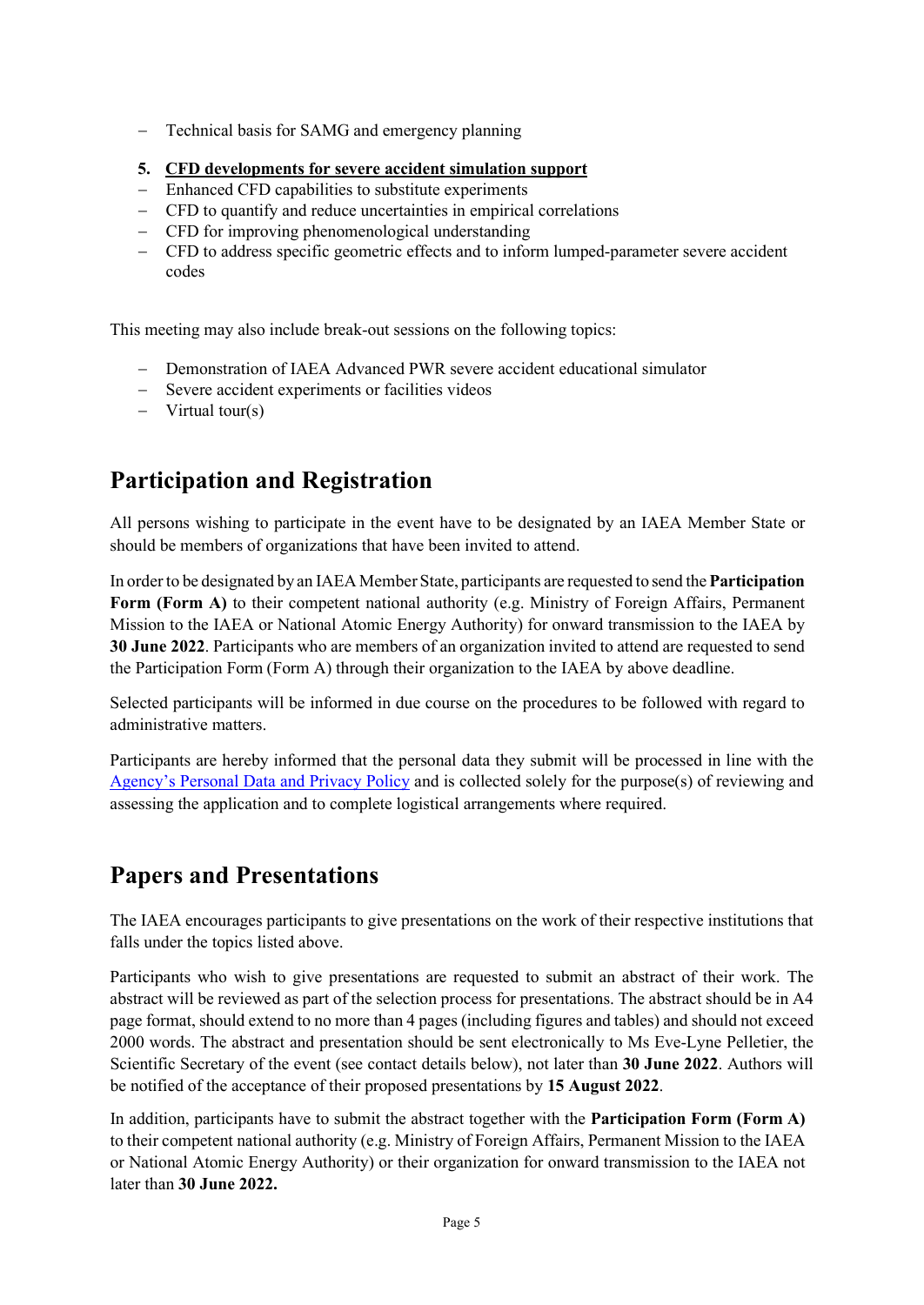- Technical basis for SAMG and emergency planning

5. **CFD developments for severe accident simulation support**

- Enhanced CFD capabilities to substitute experiments
- CFD to quantify and reduce uncertainties in empirical correlations
- CFD for improving phenomenological understanding
- CFD to address specific geometric effects and to inform lumped-parameter severe accident codes

This meeting may also include break-out sessions on the following topics:

- Demonstration of IAEA Advanced PWR severe accident educational simulator
- Severe accident experiments or facilities videos
- Virtual tour(s)

# Participation and Registration

All persons wishing to participate in the event have to be designated by an IAEA Member State or should be members of organizations that have been invited to attend.

In order to be designated by an IAEA Member State, participants are requested to send the **Participation Form (Form A)** to their competent national authority (e.g. Ministry of Foreign Affairs, Permanent Mission to the IAEA or National Atomic Energy Authority) for onward transmission to the IAEA by **30 June 2022**. Participants who are members of an organization invited to attend are requested to send the Participation Form (Form A) through their organization to the IAEA by above deadline.

Selected participants will be informed in due course on the procedures to be followed with regard to administrative matters.

Participants are hereby informed that the personal data they submit will be processed in line with the Agency's Personal Data and Privacy Policy and is collected solely for the purpose(s) of reviewing and assessing the application and to complete logistical arrangements where required.

# Papers and Presentations

The IAEA encourages participants to give presentations on the work of their respective institutions that falls under the topics listed above.

Participants who wish to give presentations are requested to submit an abstract of their work. The abstract will be reviewed as part of the selection process for presentations. The abstract should be in A4 page format, should extend to no more than 4 pages (including figures and tables) and should not exceed 2000 words. The abstract and presentation should be sent electronically to Ms Eve-Lyne Pelletier, the Scientific Secretary of the event (see contact details below), not later than **30 June 2022**. Authors will be notified of the acceptance of their proposed presentations by **15 August 2022**.

In addition, participants have to submit the abstract together with the **Participation Form (Form A)** to their competent national authority (e.g. Ministry of Foreign Affairs, Permanent Mission to the IAEA or National Atomic Energy Authority) or their organization for onward transmission to the IAEA not later than **30 June 2022.**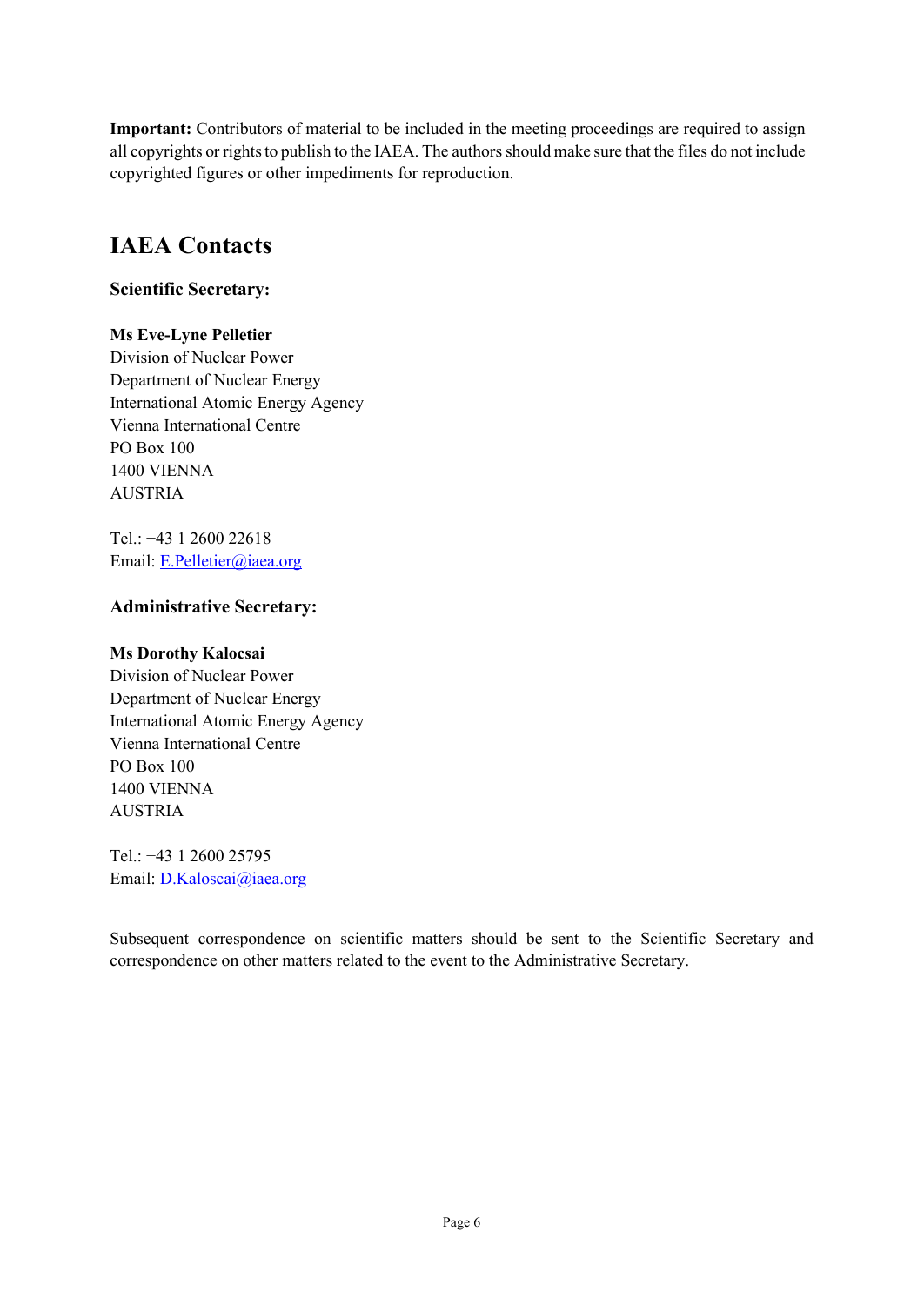**Important:** Contributors of material to be included in the meeting proceedings are required to assign all copyrights or rights to publish to the IAEA. The authors should make sure that the files do not include copyrighted figures or other impediments for reproduction.

# IAEA Contacts

### Scientific Secretary:

**Ms Eve-Lyne Pelletier**
Division of Nuclear Power
Department of Nuclear Energy
International Atomic Energy Agency
Vienna International Centre
PO Box 100
1400 VIENNA
AUSTRIA

Tel.: +43 1 2600 22618
Email: E.Pelletier@iaea.org

### Administrative Secretary:

**Ms Dorothy Kalocsai**
Division of Nuclear Power
Department of Nuclear Energy
International Atomic Energy Agency
Vienna International Centre
PO Box 100
1400 VIENNA
AUSTRIA

Tel.: +43 1 2600 25795
Email: D.Kaloscai@iaea.org

Subsequent correspondence on scientific matters should be sent to the Scientific Secretary and correspondence on other matters related to the event to the Administrative Secretary.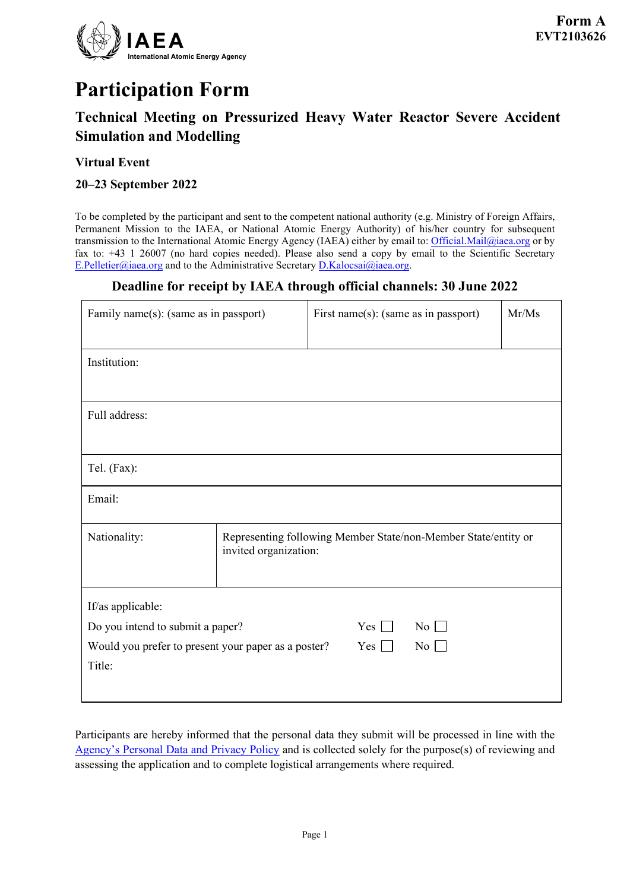IAEA
International Atomic Energy Agency

**Form A**
**EVT2103626**

# Participation Form

## Technical Meeting on Pressurized Heavy Water Reactor Severe Accident Simulation and Modelling

### Virtual Event

### 20–23 September 2022

To be completed by the participant and sent to the competent national authority (e.g. Ministry of Foreign Affairs, Permanent Mission to the IAEA, or National Atomic Energy Authority) of his/her country for subsequent transmission to the International Atomic Energy Agency (IAEA) either by email to: Official.Mail@iaea.org or by fax to: +43 1 26007 (no hard copies needed). Please also send a copy by email to the Scientific Secretary E.Pelletier@iaea.org and to the Administrative Secretary D.Kalocsai@iaea.org.

**Deadline for receipt by IAEA through official channels: 30 June 2022**

| | | |
|---|---|---|
| Family name(s): (same as in passport) | First name(s): (same as in passport) | Mr/Ms |
| Institution: | | |
| Full address: | | |
| Tel. (Fax): | | |
| Email: | | |
| Nationality: | Representing following Member State/non-Member State/entity or invited organization: | |
| If/as applicable: | | |
| Do you intend to submit a paper? | Yes ☐ | No ☐ |
| Would you prefer to present your paper as a poster? | Yes ☐ | No ☐ |
| Title: | | |

Participants are hereby informed that the personal data they submit will be processed in line with the Agency's Personal Data and Privacy Policy and is collected solely for the purpose(s) of reviewing and assessing the application and to complete logistical arrangements where required.